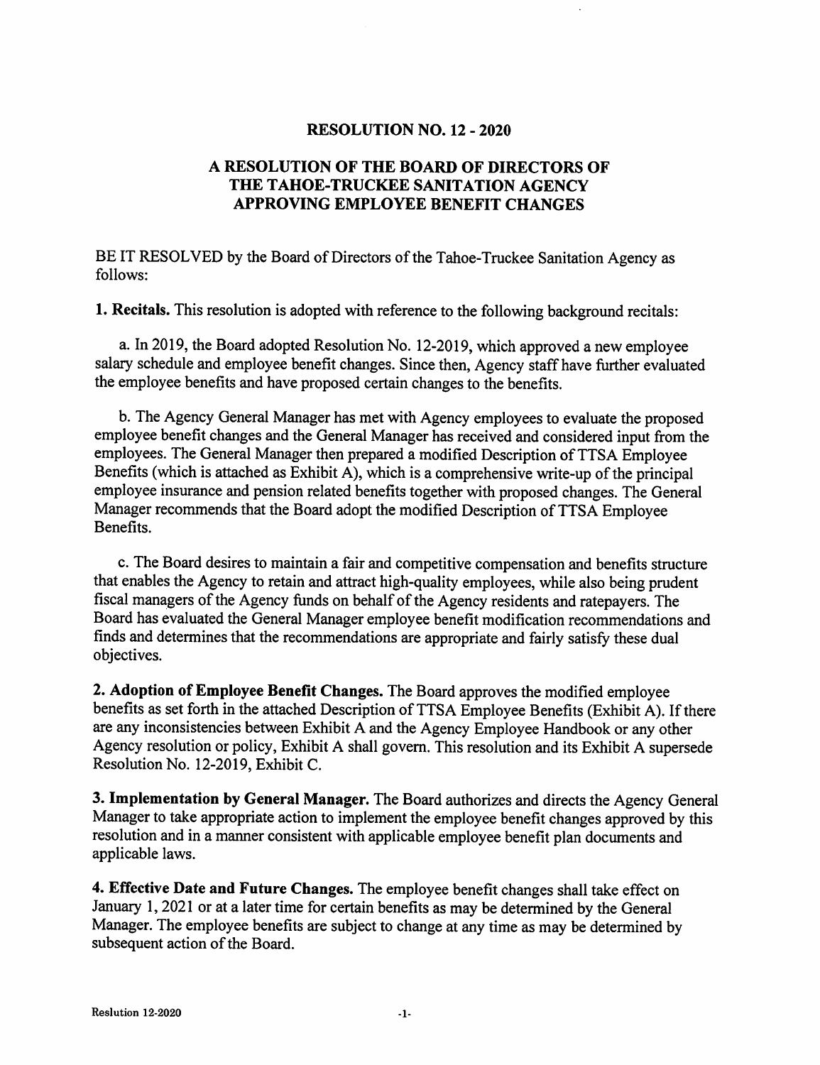# RESOLUTION NO. 12 - 2020

## A RESOLUTION OF THE BOARD OF DIRECTORS OF THE TAHOE-TRUCKEE SANITATION AGENCY APPROVING EMPLOYEE BENEFIT CHANGES

BE IT RESOLVED by the Board of Directors of the Tahoe-Truckee Sanitation Agency as follows:

**1. Recitals.** This resolution is adopted with reference to the following background recitals:

a. In 2019, the Board adopted Resolution No. 12-2019, which approved a new employee salary schedule and employee benefit changes. Since then, Agency staff have further evaluated the employee benefits and have proposed certain changes to the benefits.

b. The Agency General Manager has met with Agency employees to evaluate the proposed employee benefit changes and the General Manager has received and considered input from the employees. The General Manager then prepared a modified Description of TTSA Employee Benefits (which is attached as Exhibit A), which is a comprehensive write-up of the principal employee insurance and pension related benefits together with proposed changes. The General Manager recommends that the Board adopt the modified Description of TTSA Employee Benefits.

c. The Board desires to maintain a fair and competitive compensation and benefits structure that enables the Agency to retain and attract high-quality employees, while also being prudent fiscal managers of the Agency funds on behalf of the Agency residents and ratepayers. The Board has evaluated the General Manager employee benefit modification recommendations and finds and determines that the recommendations are appropriate and fairly satisfy these dual objectives.

**2. Adoption of Employee Benefit Changes.** The Board approves the modified employee benefits as set forth in the attached Description of TTSA Employee Benefits (Exhibit A). If there are any inconsistencies between Exhibit A and the Agency Employee Handbook or any other Agency resolution or policy, Exhibit A shall govern. This resolution and its Exhibit A supersede Resolution No. 12-2019, Exhibit C.

**3. Implementation by General Manager.** The Board authorizes and directs the Agency General Manager to take appropriate action to implement the employee benefit changes approved by this resolution and in a manner consistent with applicable employee benefit plan documents and applicable laws.

**4. Effective Date and Future Changes.** The employee benefit changes shall take effect on January 1, 2021 or at a later time for certain benefits as may be determined by the General Manager. The employee benefits are subject to change at any time as may be determined by subsequent action of the Board.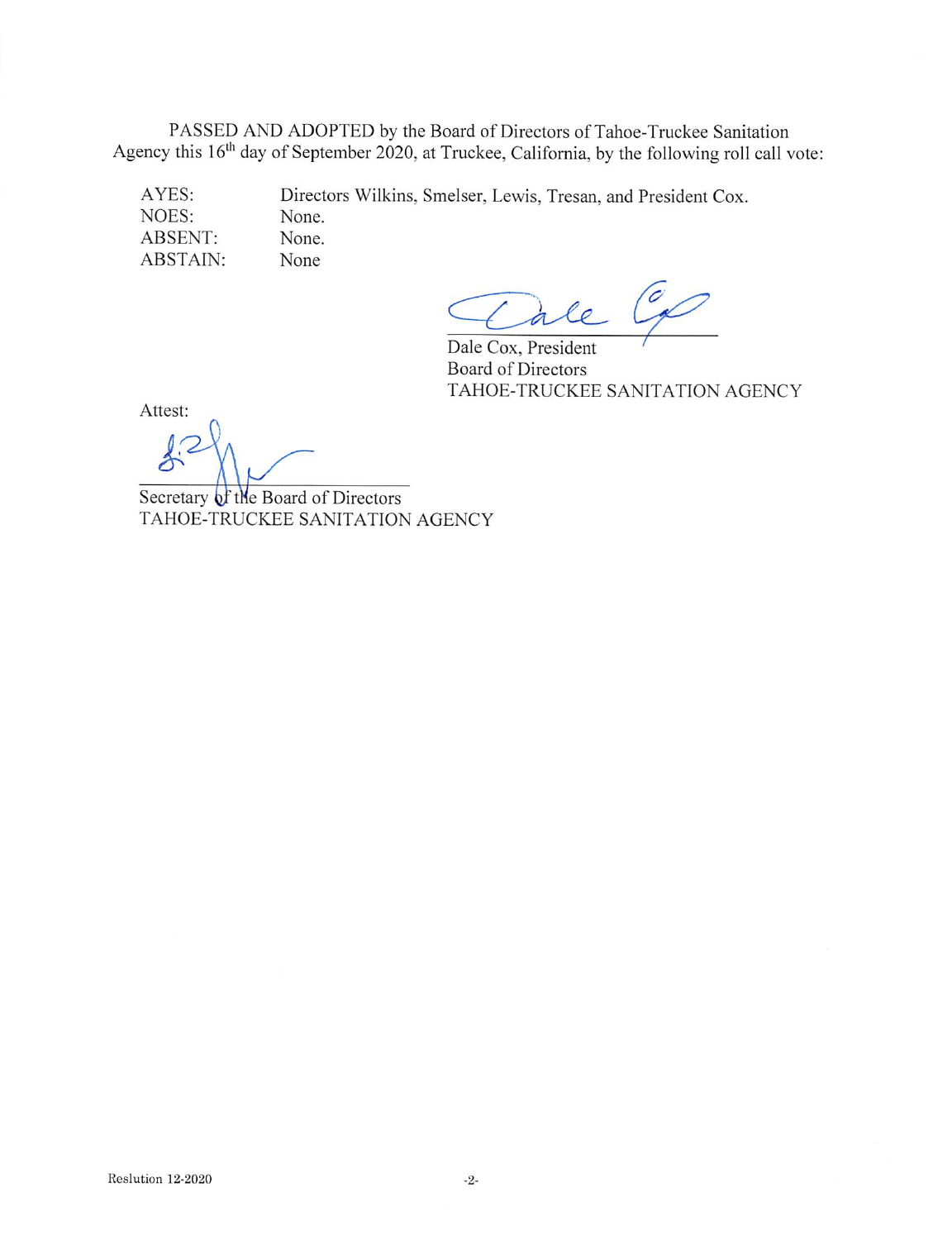PASSED AND ADOPTED by the Board of Directors of Tahoe-Truckee Sanitation Agency this 16th day of September 2020, at Truckee, California, by the following roll call vote:

| | |
|---|---|
| AYES: | Directors Wilkins, Smelser, Lewis, Tresan, and President Cox. |
| NOES: | None. |
| ABSENT: | None. |
| ABSTAIN: | None |

Dale Cox, President
Board of Directors
TAHOE-TRUCKEE SANITATION AGENCY

Attest:

Secretary of the Board of Directors
TAHOE-TRUCKEE SANITATION AGENCY

Reslution 12-2020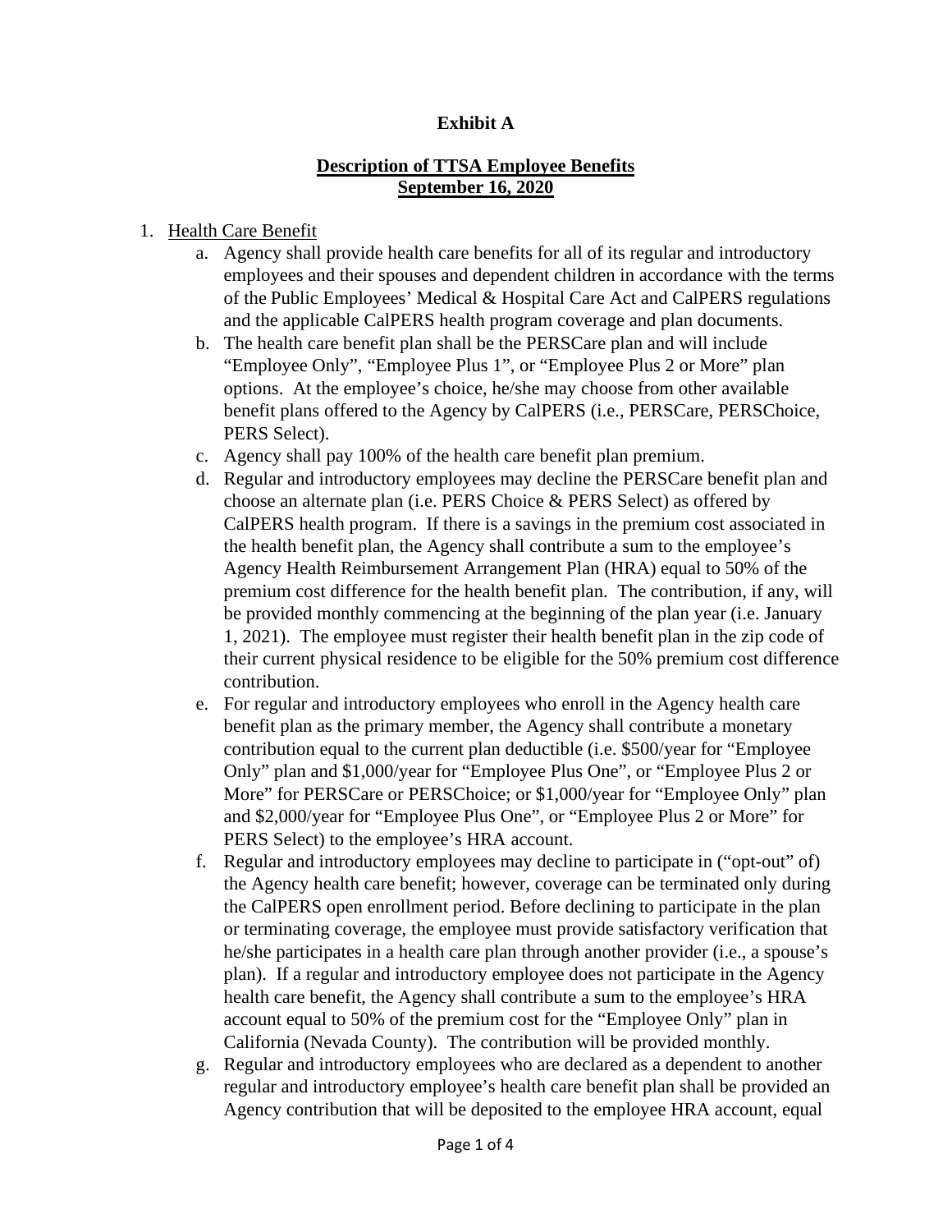**Exhibit A**

**<u>Description of TTSA Employee Benefits</u>**
**<u>September 16, 2020</u>**

1. <u>Health Care Benefit</u>
   a. Agency shall provide health care benefits for all of its regular and introductory employees and their spouses and dependent children in accordance with the terms of the Public Employees' Medical & Hospital Care Act and CalPERS regulations and the applicable CalPERS health program coverage and plan documents.
   b. The health care benefit plan shall be the PERSCare plan and will include "Employee Only", "Employee Plus 1", or "Employee Plus 2 or More" plan options. At the employee's choice, he/she may choose from other available benefit plans offered to the Agency by CalPERS (i.e., PERSCare, PERSChoice, PERS Select).
   c. Agency shall pay 100% of the health care benefit plan premium.
   d. Regular and introductory employees may decline the PERSCare benefit plan and choose an alternate plan (i.e. PERS Choice & PERS Select) as offered by CalPERS health program. If there is a savings in the premium cost associated in the health benefit plan, the Agency shall contribute a sum to the employee's Agency Health Reimbursement Arrangement Plan (HRA) equal to 50% of the premium cost difference for the health benefit plan. The contribution, if any, will be provided monthly commencing at the beginning of the plan year (i.e. January 1, 2021). The employee must register their health benefit plan in the zip code of their current physical residence to be eligible for the 50% premium cost difference contribution.
   e. For regular and introductory employees who enroll in the Agency health care benefit plan as the primary member, the Agency shall contribute a monetary contribution equal to the current plan deductible (i.e. $500/year for "Employee Only" plan and $1,000/year for "Employee Plus One", or "Employee Plus 2 or More" for PERSCare or PERSChoice; or $1,000/year for "Employee Only" plan and $2,000/year for "Employee Plus One", or "Employee Plus 2 or More" for PERS Select) to the employee's HRA account.
   f. Regular and introductory employees may decline to participate in ("opt-out" of) the Agency health care benefit; however, coverage can be terminated only during the CalPERS open enrollment period. Before declining to participate in the plan or terminating coverage, the employee must provide satisfactory verification that he/she participates in a health care plan through another provider (i.e., a spouse's plan). If a regular and introductory employee does not participate in the Agency health care benefit, the Agency shall contribute a sum to the employee's HRA account equal to 50% of the premium cost for the "Employee Only" plan in California (Nevada County). The contribution will be provided monthly.
   g. Regular and introductory employees who are declared as a dependent to another regular and introductory employee's health care benefit plan shall be provided an Agency contribution that will be deposited to the employee HRA account, equal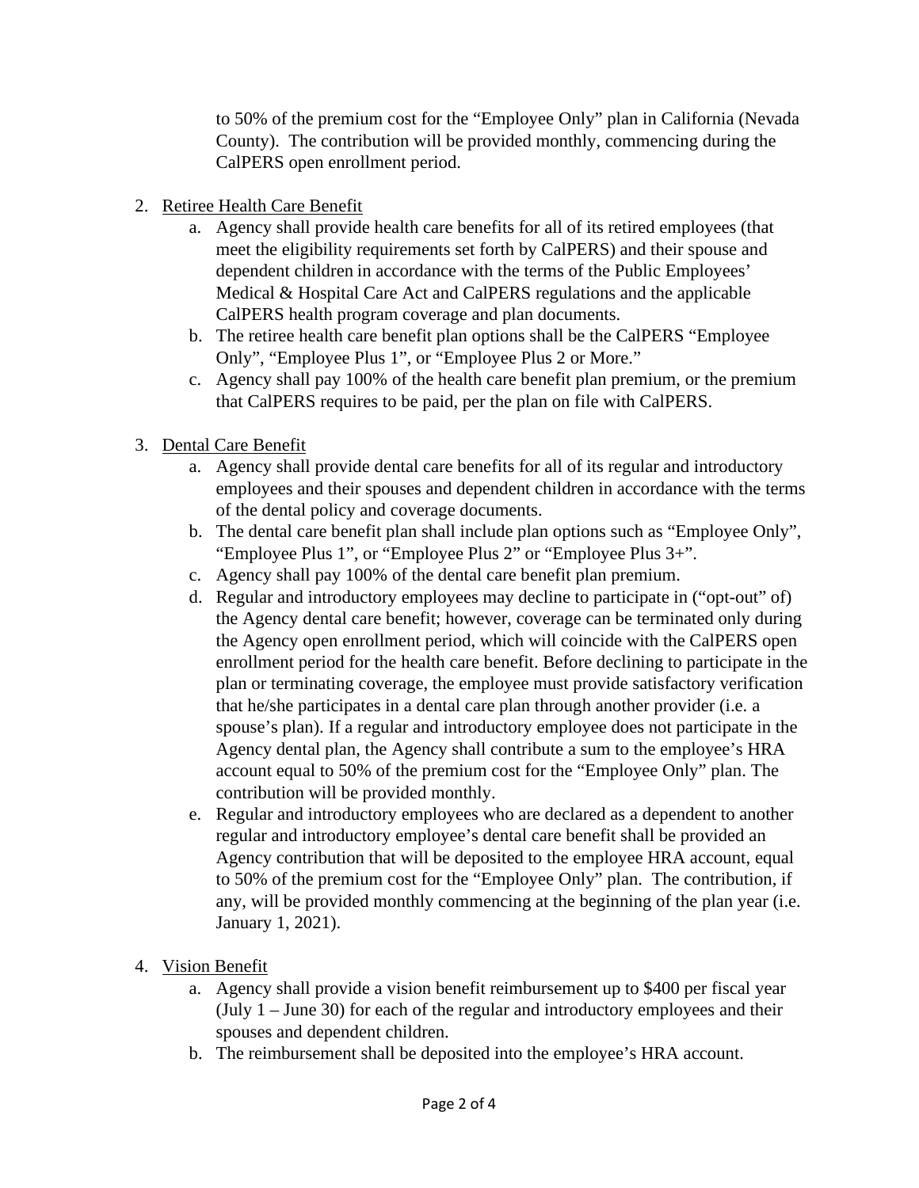to 50% of the premium cost for the "Employee Only" plan in California (Nevada County). The contribution will be provided monthly, commencing during the CalPERS open enrollment period.

2. Retiree Health Care Benefit
   a. Agency shall provide health care benefits for all of its retired employees (that meet the eligibility requirements set forth by CalPERS) and their spouse and dependent children in accordance with the terms of the Public Employees' Medical & Hospital Care Act and CalPERS regulations and the applicable CalPERS health program coverage and plan documents.
   b. The retiree health care benefit plan options shall be the CalPERS "Employee Only", "Employee Plus 1", or "Employee Plus 2 or More."
   c. Agency shall pay 100% of the health care benefit plan premium, or the premium that CalPERS requires to be paid, per the plan on file with CalPERS.

3. Dental Care Benefit
   a. Agency shall provide dental care benefits for all of its regular and introductory employees and their spouses and dependent children in accordance with the terms of the dental policy and coverage documents.
   b. The dental care benefit plan shall include plan options such as "Employee Only", "Employee Plus 1", or "Employee Plus 2" or "Employee Plus 3+".
   c. Agency shall pay 100% of the dental care benefit plan premium.
   d. Regular and introductory employees may decline to participate in ("opt-out" of) the Agency dental care benefit; however, coverage can be terminated only during the Agency open enrollment period, which will coincide with the CalPERS open enrollment period for the health care benefit. Before declining to participate in the plan or terminating coverage, the employee must provide satisfactory verification that he/she participates in a dental care plan through another provider (i.e. a spouse's plan). If a regular and introductory employee does not participate in the Agency dental plan, the Agency shall contribute a sum to the employee's HRA account equal to 50% of the premium cost for the "Employee Only" plan. The contribution will be provided monthly.
   e. Regular and introductory employees who are declared as a dependent to another regular and introductory employee's dental care benefit shall be provided an Agency contribution that will be deposited to the employee HRA account, equal to 50% of the premium cost for the "Employee Only" plan. The contribution, if any, will be provided monthly commencing at the beginning of the plan year (i.e. January 1, 2021).

4. Vision Benefit
   a. Agency shall provide a vision benefit reimbursement up to $400 per fiscal year (July 1 – June 30) for each of the regular and introductory employees and their spouses and dependent children.
   b. The reimbursement shall be deposited into the employee's HRA account.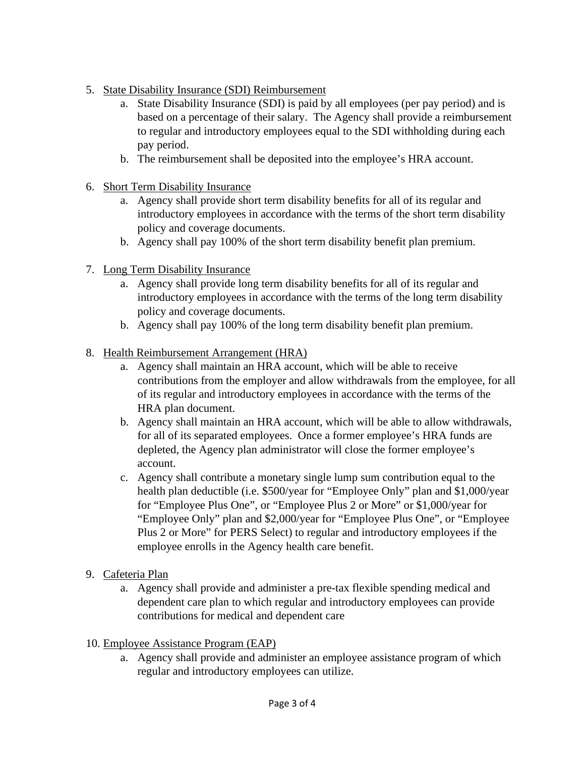5. <u>State Disability Insurance (SDI) Reimbursement</u>
    a. State Disability Insurance (SDI) is paid by all employees (per pay period) and is based on a percentage of their salary. The Agency shall provide a reimbursement to regular and introductory employees equal to the SDI withholding during each pay period.
    b. The reimbursement shall be deposited into the employee's HRA account.

6. <u>Short Term Disability Insurance</u>
    a. Agency shall provide short term disability benefits for all of its regular and introductory employees in accordance with the terms of the short term disability policy and coverage documents.
    b. Agency shall pay 100% of the short term disability benefit plan premium.

7. <u>Long Term Disability Insurance</u>
    a. Agency shall provide long term disability benefits for all of its regular and introductory employees in accordance with the terms of the long term disability policy and coverage documents.
    b. Agency shall pay 100% of the long term disability benefit plan premium.

8. <u>Health Reimbursement Arrangement (HRA)</u>
    a. Agency shall maintain an HRA account, which will be able to receive contributions from the employer and allow withdrawals from the employee, for all of its regular and introductory employees in accordance with the terms of the HRA plan document.
    b. Agency shall maintain an HRA account, which will be able to allow withdrawals, for all of its separated employees. Once a former employee's HRA funds are depleted, the Agency plan administrator will close the former employee's account.
    c. Agency shall contribute a monetary single lump sum contribution equal to the health plan deductible (i.e. $500/year for "Employee Only" plan and $1,000/year for "Employee Plus One", or "Employee Plus 2 or More" or $1,000/year for "Employee Only" plan and $2,000/year for "Employee Plus One", or "Employee Plus 2 or More" for PERS Select) to regular and introductory employees if the employee enrolls in the Agency health care benefit.

9. <u>Cafeteria Plan</u>
    a. Agency shall provide and administer a pre-tax flexible spending medical and dependent care plan to which regular and introductory employees can provide contributions for medical and dependent care

10. <u>Employee Assistance Program (EAP)</u>
    a. Agency shall provide and administer an employee assistance program of which regular and introductory employees can utilize.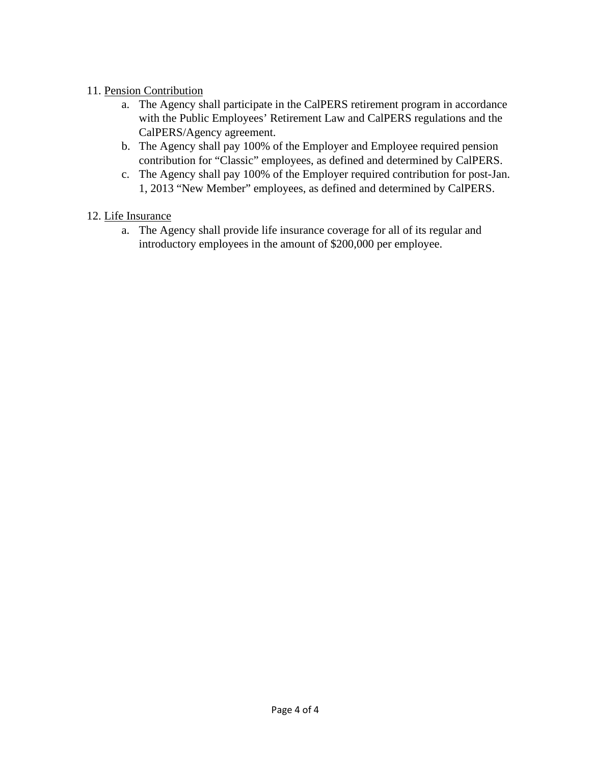11. <u>Pension Contribution</u>
    a. The Agency shall participate in the CalPERS retirement program in accordance with the Public Employees' Retirement Law and CalPERS regulations and the CalPERS/Agency agreement.
    b. The Agency shall pay 100% of the Employer and Employee required pension contribution for "Classic" employees, as defined and determined by CalPERS.
    c. The Agency shall pay 100% of the Employer required contribution for post-Jan. 1, 2013 "New Member" employees, as defined and determined by CalPERS.

12. <u>Life Insurance</u>
    a. The Agency shall provide life insurance coverage for all of its regular and introductory employees in the amount of $200,000 per employee.